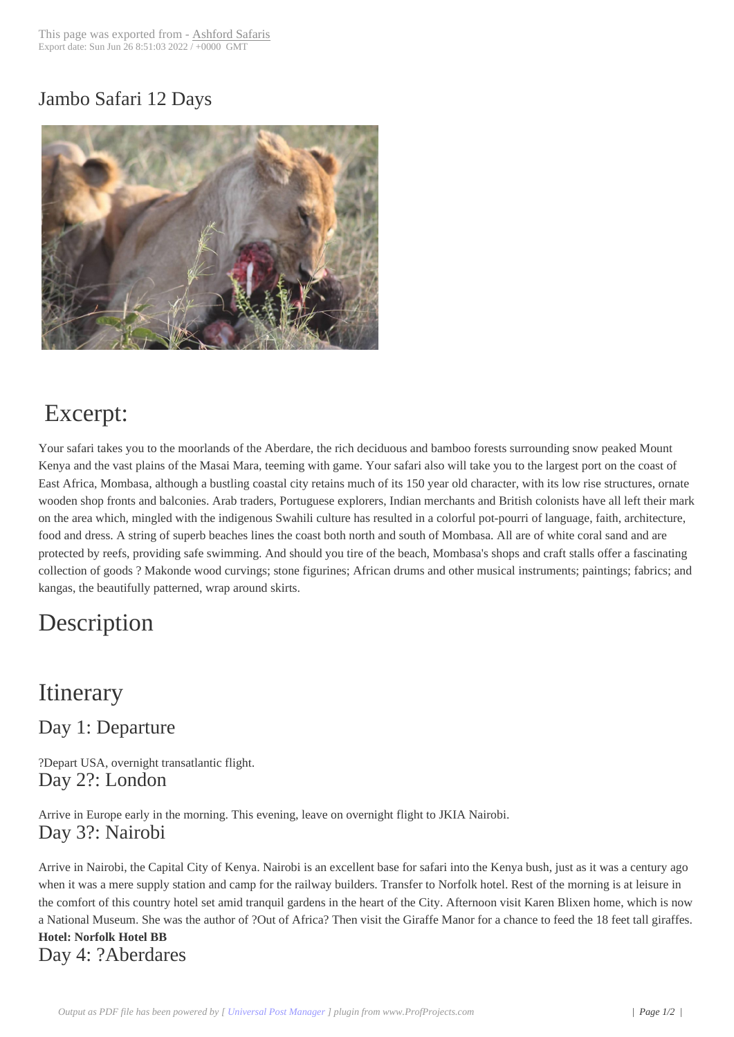# Jambo Safari 12 Days

## Excerpt:

Your safari takes you to the moorlands of the Aberdare, the rich deciduous and bamboo forests surrounding snow peaked Mount Kenya and the vast plains of the Masai Mara, teeming with game. Your safari also will take you to the largest port on the coast of East Africa, Mombasa, although a bustling coastal city retains much of its 150 year old character, with its low rise structures, ornate wooden shop fronts and balconies. Arab traders, Portuguese explorers, Indian merchants and British colonists have all left their mark on the area which, mingled with the indigenous Swahili culture has resulted in a colorful pot-pourri of language, faith, architecture, food and dress. A string of superb beaches lines the coast both north and south of Mombasa. All are of white coral sand and are protected by reefs, providing safe swimming. And should you tire of the beach, Mombasa's shops and craft stalls offer a fascinating collection of goods ? Makonde wood curvings; stone figurines; African drums and other musical instruments; paintings; fabrics; and kangas, the beautifully patterned, wrap around skirts.

## Description

## Itinerary

### Day 1: Departure

?Depart USA, overnight transatlantic flight.

### Day 2?: London

Arrive in Europe early in the morning. This evening, leave on overnight flight to JKIA Nairobi.

### Day 3?: Nairobi

Arrive in Nairobi, the Capital City of Kenya. Nairobi is an excellent base for safari into the Kenya bush, just as it was a century ago when it was a mere supply station and camp for the railway builders. Transfer to Norfolk hotel. Rest of the morning is at leisure in the comfort of this country hotel set amid tranquil gardens in the heart of the City. Afternoon visit Karen Blixen home, which is now a National Museum. She was the author of ?Out of Africa? Then visit the Giraffe Manor for a chance to feed the 18 feet tall giraffes.

**Hotel: Norfolk Hotel BB**

### Day 4: ?Aberdares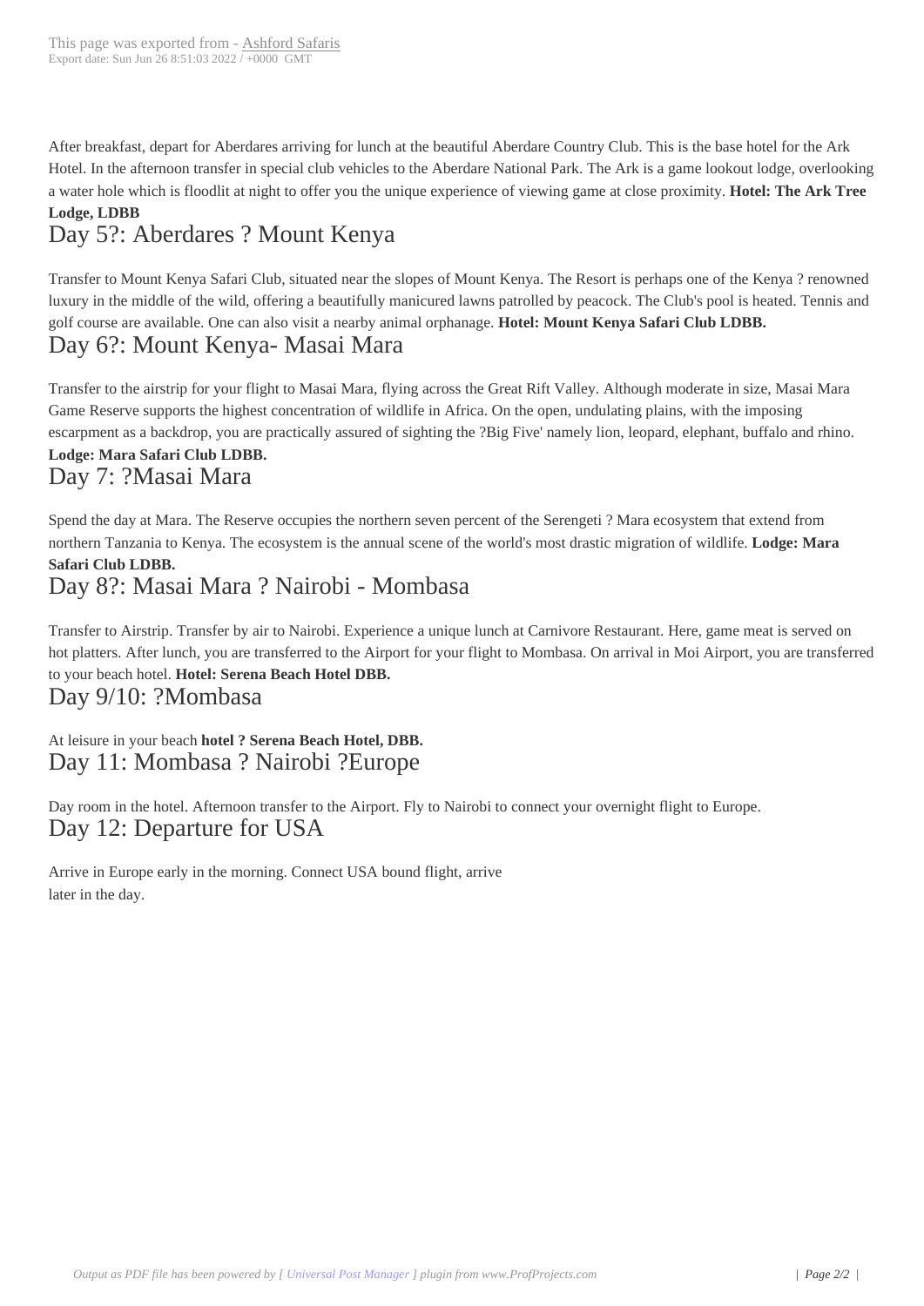After breakfast, depart for Aberdares arriving for lunch at the beautiful Aberdare Country Club. This is the base hotel for the Ark Hotel. In the afternoon transfer in special club vehicles to the Aberdare National Park. The Ark is a game lookout lodge, overlooking a water hole which is floodlit at night to offer you the unique experience of viewing game at close proximity. **Hotel: The Ark Tree Lodge, LDBB**

## Day 5?: Aberdares ? Mount Kenya

Transfer to Mount Kenya Safari Club, situated near the slopes of Mount Kenya. The Resort is perhaps one of the Kenya ? renowned luxury in the middle of the wild, offering a beautifully manicured lawns patrolled by peacock. The Club's pool is heated. Tennis and golf course are available. One can also visit a nearby animal orphanage. **Hotel: Mount Kenya Safari Club LDBB.**

## Day 6?: Mount Kenya- Masai Mara

Transfer to the airstrip for your flight to Masai Mara, flying across the Great Rift Valley. Although moderate in size, Masai Mara Game Reserve supports the highest concentration of wildlife in Africa. On the open, undulating plains, with the imposing escarpment as a backdrop, you are practically assured of sighting the ?Big Five' namely lion, leopard, elephant, buffalo and rhino. **Lodge: Mara Safari Club LDBB.**

## Day 7: ?Masai Mara

Spend the day at Mara. The Reserve occupies the northern seven percent of the Serengeti ? Mara ecosystem that extend from northern Tanzania to Kenya. The ecosystem is the annual scene of the world's most drastic migration of wildlife. **Lodge: Mara Safari Club LDBB.**

## Day 8?: Masai Mara ? Nairobi - Mombasa

Transfer to Airstrip. Transfer by air to Nairobi. Experience a unique lunch at Carnivore Restaurant. Here, game meat is served on hot platters. After lunch, you are transferred to the Airport for your flight to Mombasa. On arrival in Moi Airport, you are transferred to your beach hotel. **Hotel: Serena Beach Hotel DBB.**

## Day 9/10: ?Mombasa

At leisure in your beach **hotel ? Serena Beach Hotel, DBB.**

## Day 11: Mombasa ? Nairobi ?Europe

Day room in the hotel. Afternoon transfer to the Airport. Fly to Nairobi to connect your overnight flight to Europe.

## Day 12: Departure for USA

Arrive in Europe early in the morning. Connect USA bound flight, arrive later in the day.